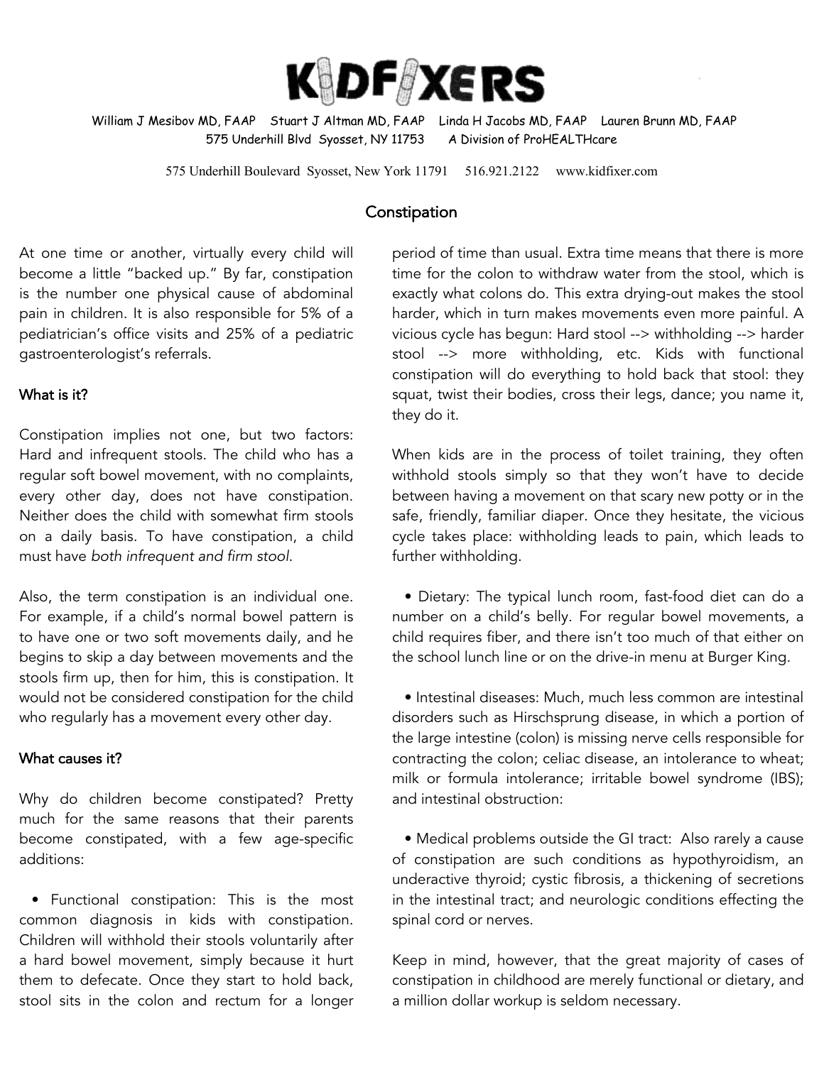# KIDFIXERS

William J Mesibov MD, FAAP Stuart J Altman MD, FAAP Linda H Jacobs MD, FAAP Lauren Brunn MD, FAAP
575 Underhill Blvd Syosset, NY 11753 A Division of ProHEALTHcare

575 Underhill Boulevard Syosset, New York 11791 516.921.2122 www.kidfixer.com

## Constipation

At one time or another, virtually every child will become a little "backed up." By far, constipation is the number one physical cause of abdominal pain in children. It is also responsible for 5% of a pediatrician's office visits and 25% of a pediatric gastroenterologist's referrals.

### What is it?

Constipation implies not one, but two factors: Hard and infrequent stools. The child who has a regular soft bowel movement, with no complaints, every other day, does not have constipation. Neither does the child with somewhat firm stools on a daily basis. To have constipation, a child must have *both infrequent and firm stool*.

Also, the term constipation is an individual one. For example, if a child's normal bowel pattern is to have one or two soft movements daily, and he begins to skip a day between movements and the stools firm up, then for him, this is constipation. It would not be considered constipation for the child who regularly has a movement every other day.

### What causes it?

Why do children become constipated? Pretty much for the same reasons that their parents become constipated, with a few age-specific additions:

- Functional constipation: This is the most common diagnosis in kids with constipation. Children will withhold their stools voluntarily after a hard bowel movement, simply because it hurt them to defecate. Once they start to hold back, stool sits in the colon and rectum for a longer period of time than usual. Extra time means that there is more time for the colon to withdraw water from the stool, which is exactly what colons do. This extra drying-out makes the stool harder, which in turn makes movements even more painful. A vicious cycle has begun: Hard stool --> withholding --> harder stool --> more withholding, etc. Kids with functional constipation will do everything to hold back that stool: they squat, twist their bodies, cross their legs, dance; you name it, they do it.

  When kids are in the process of toilet training, they often withhold stools simply so that they won't have to decide between having a movement on that scary new potty or in the safe, friendly, familiar diaper. Once they hesitate, the vicious cycle takes place: withholding leads to pain, which leads to further withholding.

- Dietary: The typical lunch room, fast-food diet can do a number on a child's belly. For regular bowel movements, a child requires fiber, and there isn't too much of that either on the school lunch line or on the drive-in menu at Burger King.

- Intestinal diseases: Much, much less common are intestinal disorders such as Hirschsprung disease, in which a portion of the large intestine (colon) is missing nerve cells responsible for contracting the colon; celiac disease, an intolerance to wheat; milk or formula intolerance; irritable bowel syndrome (IBS); and intestinal obstruction:

- Medical problems outside the GI tract: Also rarely a cause of constipation are such conditions as hypothyroidism, an underactive thyroid; cystic fibrosis, a thickening of secretions in the intestinal tract; and neurologic conditions effecting the spinal cord or nerves.

Keep in mind, however, that the great majority of cases of constipation in childhood are merely functional or dietary, and a million dollar workup is seldom necessary.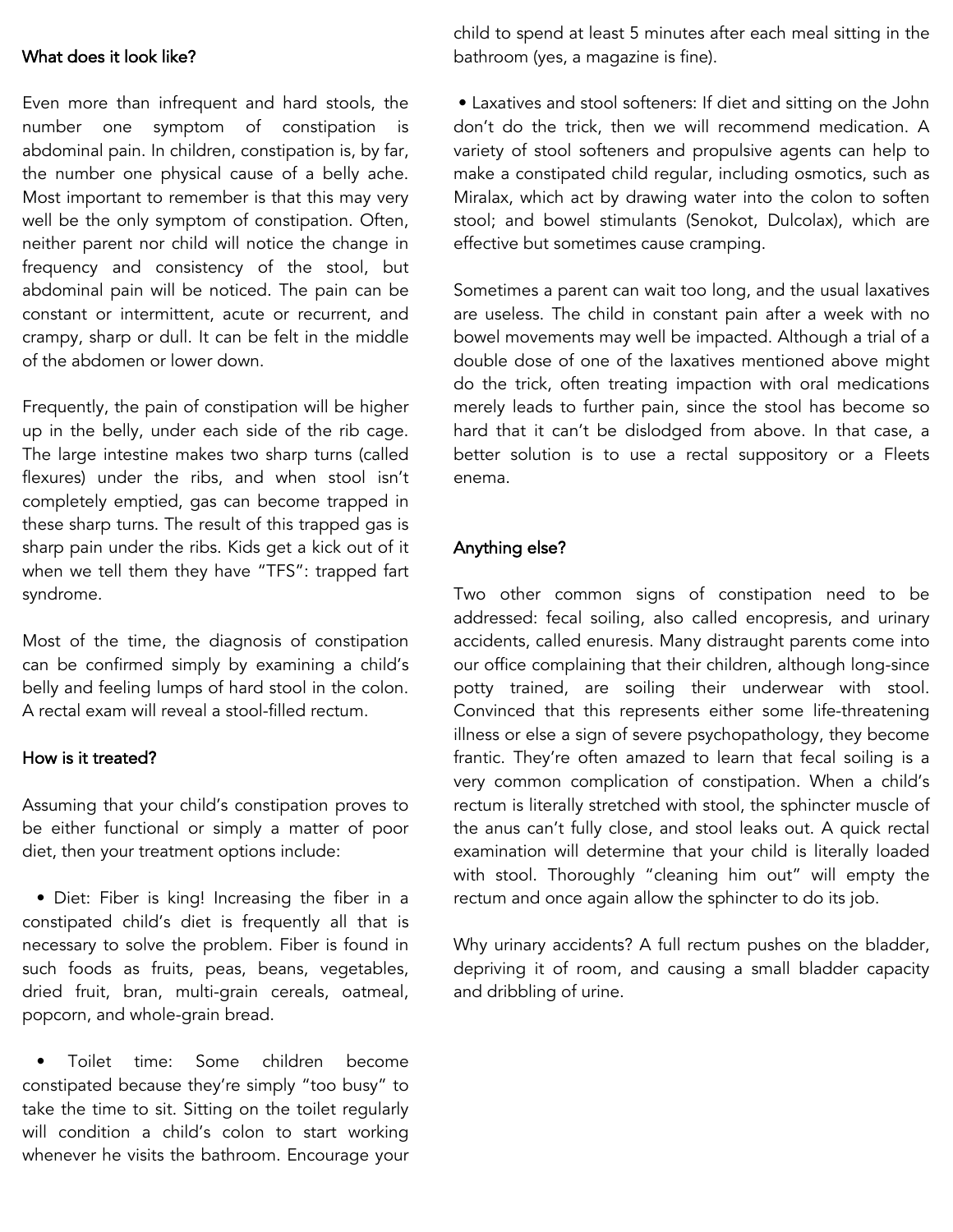## What does it look like?

Even more than infrequent and hard stools, the number one symptom of constipation is abdominal pain. In children, constipation is, by far, the number one physical cause of a belly ache. Most important to remember is that this may very well be the only symptom of constipation. Often, neither parent nor child will notice the change in frequency and consistency of the stool, but abdominal pain will be noticed. The pain can be constant or intermittent, acute or recurrent, and crampy, sharp or dull. It can be felt in the middle of the abdomen or lower down.

Frequently, the pain of constipation will be higher up in the belly, under each side of the rib cage. The large intestine makes two sharp turns (called flexures) under the ribs, and when stool isn't completely emptied, gas can become trapped in these sharp turns. The result of this trapped gas is sharp pain under the ribs. Kids get a kick out of it when we tell them they have "TFS": trapped fart syndrome.

Most of the time, the diagnosis of constipation can be confirmed simply by examining a child's belly and feeling lumps of hard stool in the colon. A rectal exam will reveal a stool-filled rectum.

## How is it treated?

Assuming that your child's constipation proves to be either functional or simply a matter of poor diet, then your treatment options include:

- Diet: Fiber is king! Increasing the fiber in a constipated child's diet is frequently all that is necessary to solve the problem. Fiber is found in such foods as fruits, peas, beans, vegetables, dried fruit, bran, multi-grain cereals, oatmeal, popcorn, and whole-grain bread.

- Toilet time: Some children become constipated because they're simply "too busy" to take the time to sit. Sitting on the toilet regularly will condition a child's colon to start working whenever he visits the bathroom. Encourage your child to spend at least 5 minutes after each meal sitting in the bathroom (yes, a magazine is fine).

- Laxatives and stool softeners: If diet and sitting on the John don't do the trick, then we will recommend medication. A variety of stool softeners and propulsive agents can help to make a constipated child regular, including osmotics, such as Miralax, which act by drawing water into the colon to soften stool; and bowel stimulants (Senokot, Dulcolax), which are effective but sometimes cause cramping.

Sometimes a parent can wait too long, and the usual laxatives are useless. The child in constant pain after a week with no bowel movements may well be impacted. Although a trial of a double dose of one of the laxatives mentioned above might do the trick, often treating impaction with oral medications merely leads to further pain, since the stool has become so hard that it can't be dislodged from above. In that case, a better solution is to use a rectal suppository or a Fleets enema.

## Anything else?

Two other common signs of constipation need to be addressed: fecal soiling, also called encopresis, and urinary accidents, called enuresis. Many distraught parents come into our office complaining that their children, although long-since potty trained, are soiling their underwear with stool. Convinced that this represents either some life-threatening illness or else a sign of severe psychopathology, they become frantic. They're often amazed to learn that fecal soiling is a very common complication of constipation. When a child's rectum is literally stretched with stool, the sphincter muscle of the anus can't fully close, and stool leaks out. A quick rectal examination will determine that your child is literally loaded with stool. Thoroughly "cleaning him out" will empty the rectum and once again allow the sphincter to do its job.

Why urinary accidents? A full rectum pushes on the bladder, depriving it of room, and causing a small bladder capacity and dribbling of urine.